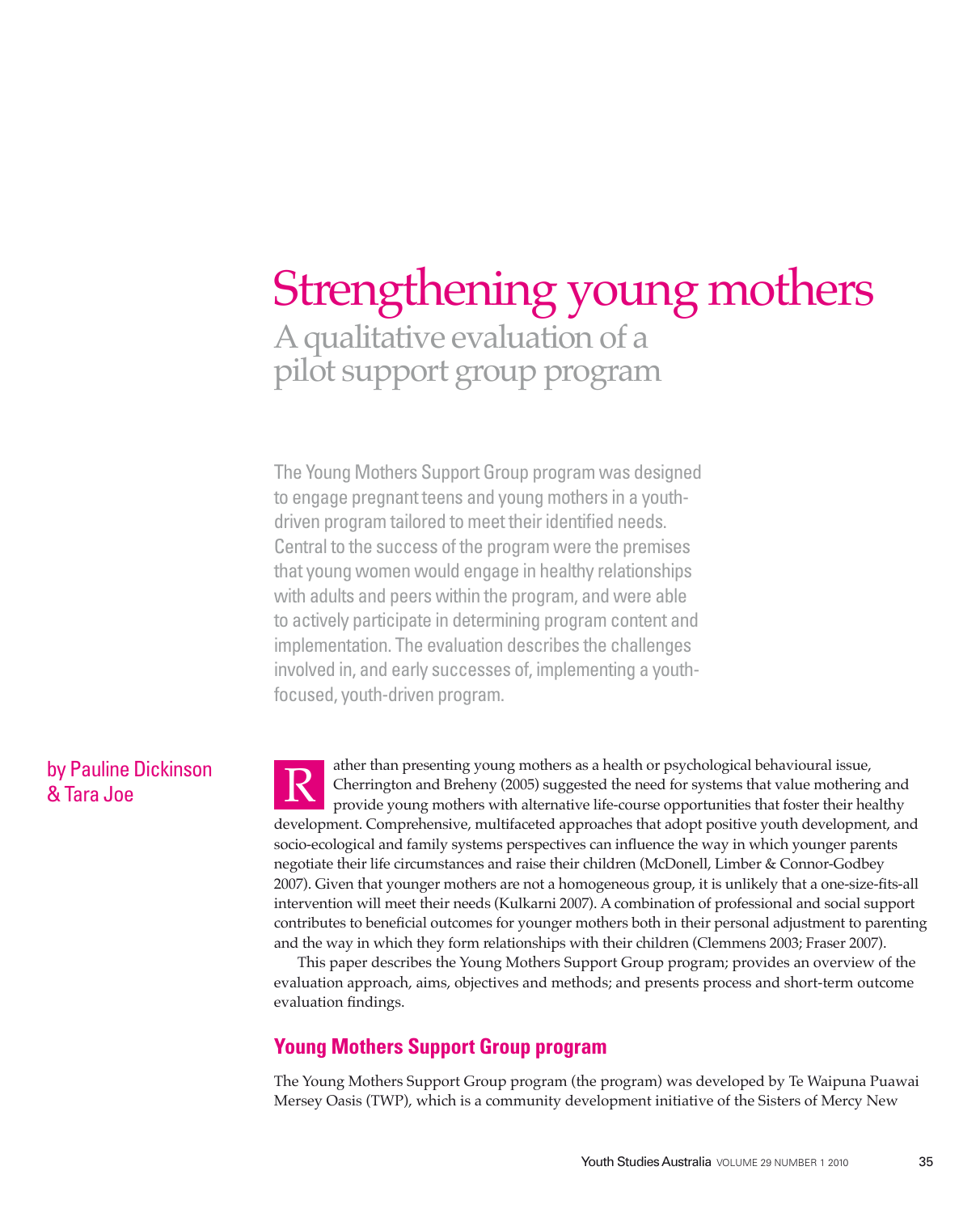# Strengthening young mothers

## A qualitative evaluation of a pilot support group program

The Young Mothers Support Group program was designed to engage pregnant teens and young mothers in a youth-driven program tailored to meet their identified needs. Central to the success of the program were the premises that young women would engage in healthy relationships with adults and peers within the program, and were able to actively participate in determining program content and implementation. The evaluation describes the challenges involved in, and early successes of, implementing a youth-focused, youth-driven program.

by Pauline Dickinson & Tara Joe

Rather than presenting young mothers as a health or psychological behavioural issue, Cherrington and Breheny (2005) suggested the need for systems that value mothering and provide young mothers with alternative life-course opportunities that foster their healthy development. Comprehensive, multifaceted approaches that adopt positive youth development, and socio-ecological and family systems perspectives can influence the way in which younger parents negotiate their life circumstances and raise their children (McDonell, Limber & Connor-Godbey 2007). Given that younger mothers are not a homogeneous group, it is unlikely that a one-size-fits-all intervention will meet their needs (Kulkarni 2007). A combination of professional and social support contributes to beneficial outcomes for younger mothers both in their personal adjustment to parenting and the way in which they form relationships with their children (Clemmens 2003; Fraser 2007).

This paper describes the Young Mothers Support Group program; provides an overview of the evaluation approach, aims, objectives and methods; and presents process and short-term outcome evaluation findings.

## Young Mothers Support Group program

The Young Mothers Support Group program (the program) was developed by Te Waipuna Puawai Mersey Oasis (TWP), which is a community development initiative of the Sisters of Mercy New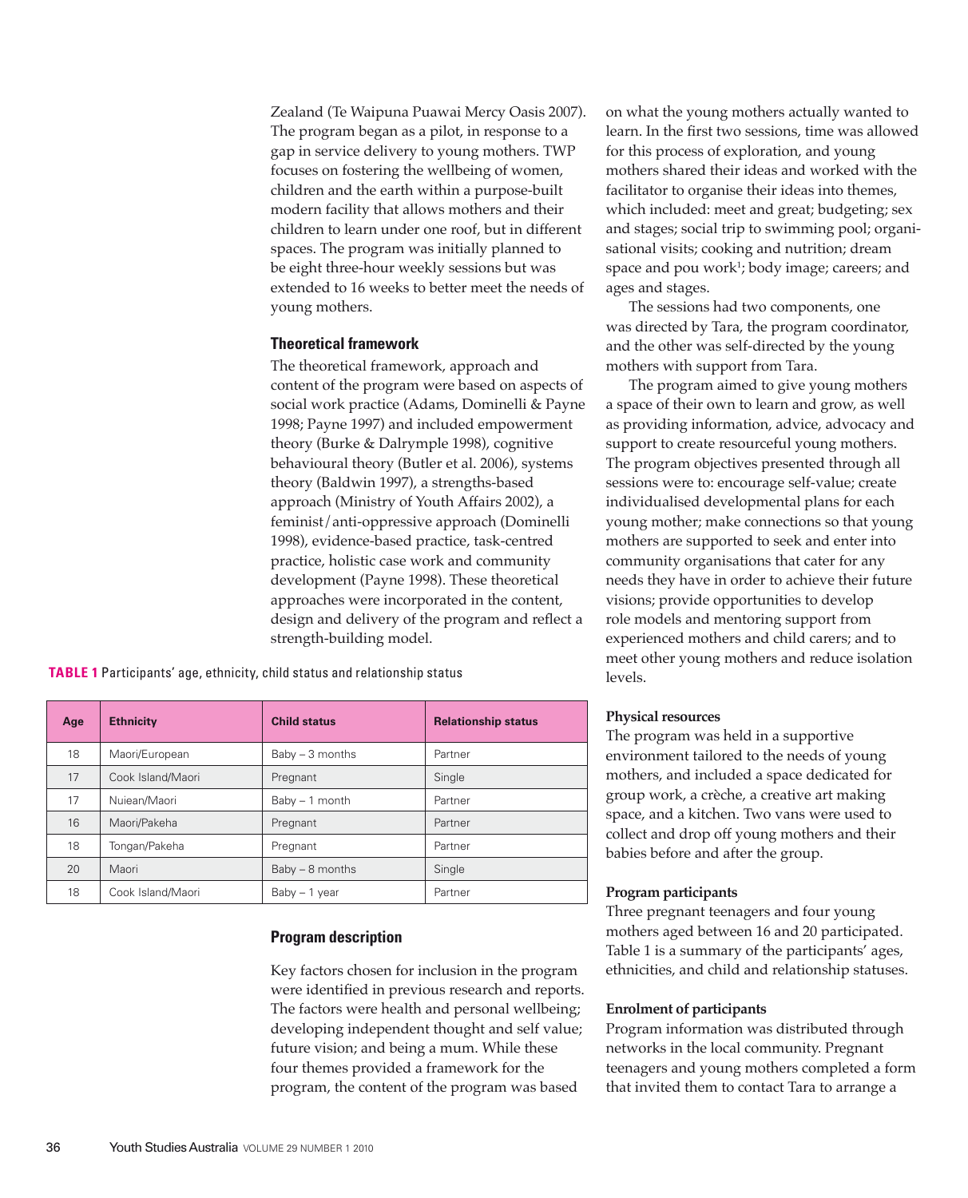Zealand (Te Waipuna Puawai Mercy Oasis 2007). The program began as a pilot, in response to a gap in service delivery to young mothers. TWP focuses on fostering the wellbeing of women, children and the earth within a purpose-built modern facility that allows mothers and their children to learn under one roof, but in different spaces. The program was initially planned to be eight three-hour weekly sessions but was extended to 16 weeks to better meet the needs of young mothers.

### Theoretical framework

The theoretical framework, approach and content of the program were based on aspects of social work practice (Adams, Dominelli & Payne 1998; Payne 1997) and included empowerment theory (Burke & Dalrymple 1998), cognitive behavioural theory (Butler et al. 2006), systems theory (Baldwin 1997), a strengths-based approach (Ministry of Youth Affairs 2002), a feminist/anti-oppressive approach (Dominelli 1998), evidence-based practice, task-centred practice, holistic case work and community development (Payne 1998). These theoretical approaches were incorporated in the content, design and delivery of the program and reflect a strength-building model.

**TABLE 1** Participants' age, ethnicity, child status and relationship status

| Age | Ethnicity | Child status | Relationship status |
|---|---|---|---|
| 18 | Maori/European | Baby – 3 months | Partner |
| 17 | Cook Island/Maori | Pregnant | Single |
| 17 | Nuiean/Maori | Baby – 1 month | Partner |
| 16 | Maori/Pakeha | Pregnant | Partner |
| 18 | Tongan/Pakeha | Pregnant | Partner |
| 20 | Maori | Baby – 8 months | Single |
| 18 | Cook Island/Maori | Baby – 1 year | Partner |

### Program description

Key factors chosen for inclusion in the program were identified in previous research and reports. The factors were health and personal wellbeing; developing independent thought and self value; future vision; and being a mum. While these four themes provided a framework for the program, the content of the program was based on what the young mothers actually wanted to learn. In the first two sessions, time was allowed for this process of exploration, and young mothers shared their ideas and worked with the facilitator to organise their ideas into themes, which included: meet and great; budgeting; sex and stages; social trip to swimming pool; organisational visits; cooking and nutrition; dream space and pou work[1]; body image; careers; and ages and stages.

The sessions had two components, one was directed by Tara, the program coordinator, and the other was self-directed by the young mothers with support from Tara.

The program aimed to give young mothers a space of their own to learn and grow, as well as providing information, advice, advocacy and support to create resourceful young mothers. The program objectives presented through all sessions were to: encourage self-value; create individualised developmental plans for each young mother; make connections so that young mothers are supported to seek and enter into community organisations that cater for any needs they have in order to achieve their future visions; provide opportunities to develop role models and mentoring support from experienced mothers and child carers; and to meet other young mothers and reduce isolation levels.

#### Physical resources

The program was held in a supportive environment tailored to the needs of young mothers, and included a space dedicated for group work, a crèche, a creative art making space, and a kitchen. Two vans were used to collect and drop off young mothers and their babies before and after the group.

#### Program participants

Three pregnant teenagers and four young mothers aged between 16 and 20 participated. Table 1 is a summary of the participants' ages, ethnicities, and child and relationship statuses.

#### Enrolment of participants

Program information was distributed through networks in the local community. Pregnant teenagers and young mothers completed a form that invited them to contact Tara to arrange a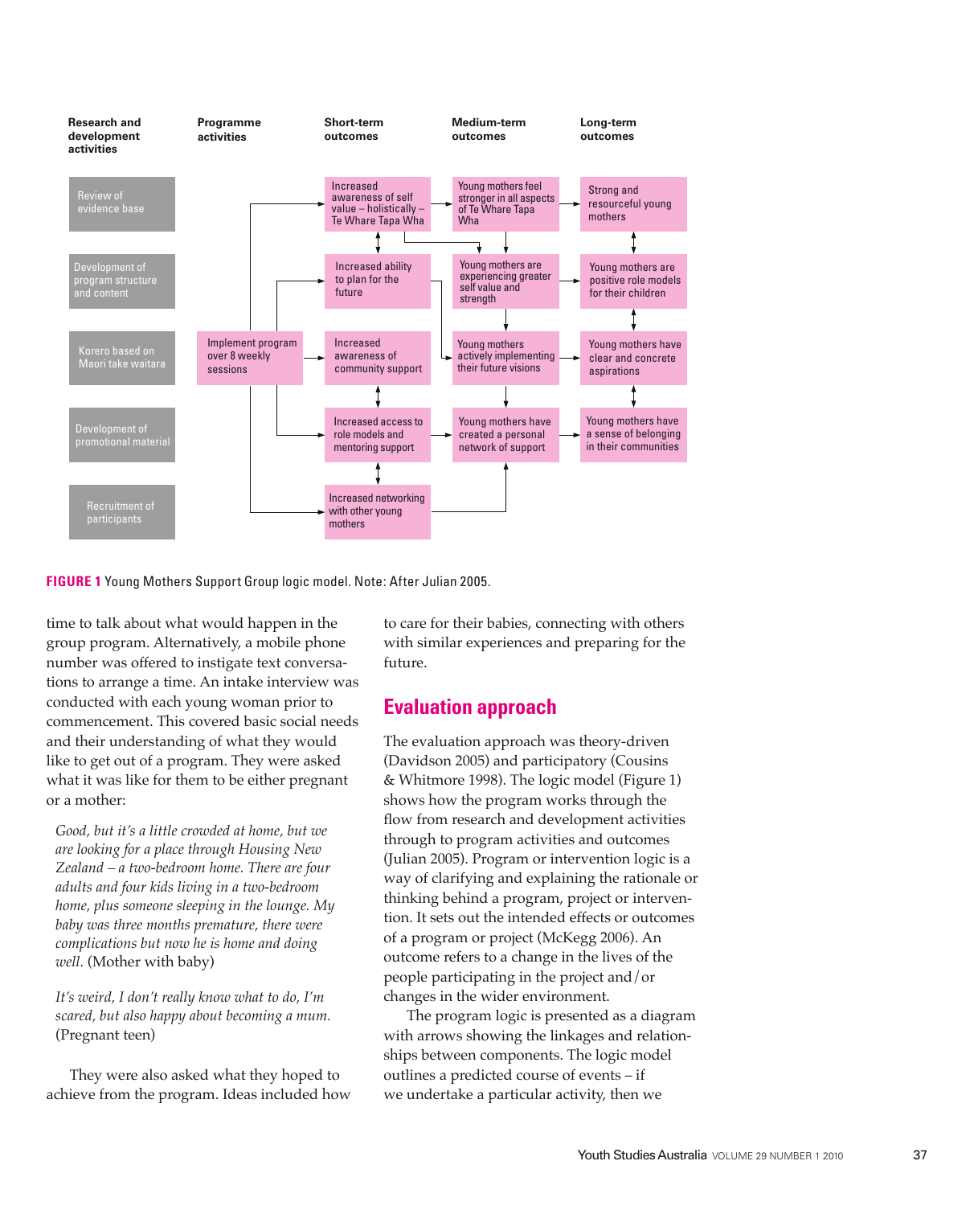| Research and development activities | Programme activities | Short-term outcomes | Medium-term outcomes | Long-term outcomes |
|---|---|---|---|---|
| Review of evidence base | | Increased awareness of self value – holistically – Te Whare Tapa Wha | Young mothers feel stronger in all aspects of Te Whare Tapa Wha | Strong and resourceful young mothers |
| Development of program structure and content | | Increased ability to plan for the future | Young mothers are experiencing greater self value and strength | Young mothers are positive role models for their children |
| Korero based on Maori take waitara | Implement program over 8 weekly sessions | Increased awareness of community support | Young mothers actively implementing their future visions | Young mothers have clear and concrete aspirations |
| Development of promotional material | | Increased access to role models and mentoring support | Young mothers have created a personal network of support | Young mothers have a sense of belonging in their communities |
| Recruitment of participants | | Increased networking with other young mothers | | |

**FIGURE 1** Young Mothers Support Group logic model. Note: After Julian 2005.

time to talk about what would happen in the group program. Alternatively, a mobile phone number was offered to instigate text conversations to arrange a time. An intake interview was conducted with each young woman prior to commencement. This covered basic social needs and their understanding of what they would like to get out of a program. They were asked what it was like for them to be either pregnant or a mother:

> *Good, but it's a little crowded at home, but we are looking for a place through Housing New Zealand – a two-bedroom home. There are four adults and four kids living in a two-bedroom home, plus someone sleeping in the lounge. My baby was three months premature, there were complications but now he is home and doing well.* (Mother with baby)

> *It's weird, I don't really know what to do, I'm scared, but also happy about becoming a mum.* (Pregnant teen)

They were also asked what they hoped to achieve from the program. Ideas included how to care for their babies, connecting with others with similar experiences and preparing for the future.

## Evaluation approach

The evaluation approach was theory-driven (Davidson 2005) and participatory (Cousins & Whitmore 1998). The logic model (Figure 1) shows how the program works through the flow from research and development activities through to program activities and outcomes (Julian 2005). Program or intervention logic is a way of clarifying and explaining the rationale or thinking behind a program, project or intervention. It sets out the intended effects or outcomes of a program or project (McKegg 2006). An outcome refers to a change in the lives of the people participating in the project and/or changes in the wider environment.

The program logic is presented as a diagram with arrows showing the linkages and relationships between components. The logic model outlines a predicted course of events – if we undertake a particular activity, then we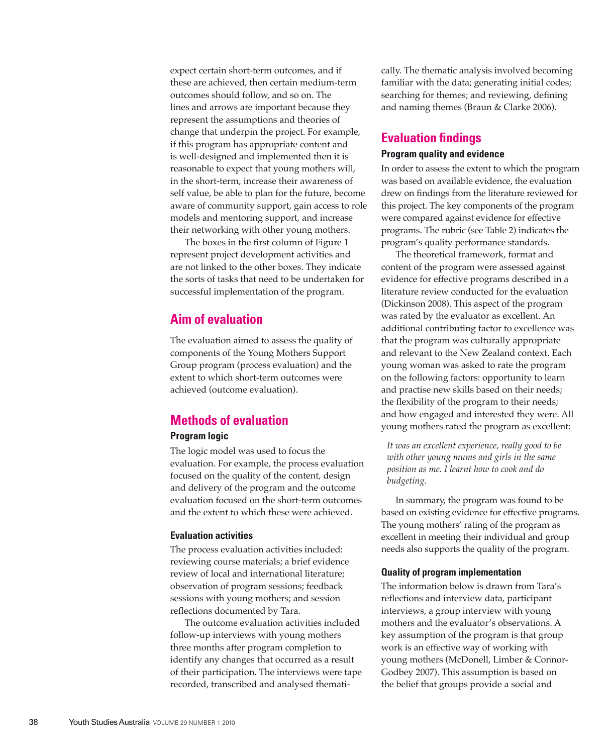expect certain short-term outcomes, and if these are achieved, then certain medium-term outcomes should follow, and so on. The lines and arrows are important because they represent the assumptions and theories of change that underpin the project. For example, if this program has appropriate content and is well-designed and implemented then it is reasonable to expect that young mothers will, in the short-term, increase their awareness of self value, be able to plan for the future, become aware of community support, gain access to role models and mentoring support, and increase their networking with other young mothers.

The boxes in the first column of Figure 1 represent project development activities and are not linked to the other boxes. They indicate the sorts of tasks that need to be undertaken for successful implementation of the program.

## Aim of evaluation

The evaluation aimed to assess the quality of components of the Young Mothers Support Group program (process evaluation) and the extent to which short-term outcomes were achieved (outcome evaluation).

## Methods of evaluation

### Program logic

The logic model was used to focus the evaluation. For example, the process evaluation focused on the quality of the content, design and delivery of the program and the outcome evaluation focused on the short-term outcomes and the extent to which these were achieved.

### Evaluation activities

The process evaluation activities included: reviewing course materials; a brief evidence review of local and international literature; observation of program sessions; feedback sessions with young mothers; and session reflections documented by Tara.

The outcome evaluation activities included follow-up interviews with young mothers three months after program completion to identify any changes that occurred as a result of their participation. The interviews were tape recorded, transcribed and analysed thematically. The thematic analysis involved becoming familiar with the data; generating initial codes; searching for themes; and reviewing, defining and naming themes (Braun & Clarke 2006).

## Evaluation findings

### Program quality and evidence

In order to assess the extent to which the program was based on available evidence, the evaluation drew on findings from the literature reviewed for this project. The key components of the program were compared against evidence for effective programs. The rubric (see Table 2) indicates the program's quality performance standards.

The theoretical framework, format and content of the program were assessed against evidence for effective programs described in a literature review conducted for the evaluation (Dickinson 2008). This aspect of the program was rated by the evaluator as excellent. An additional contributing factor to excellence was that the program was culturally appropriate and relevant to the New Zealand context. Each young woman was asked to rate the program on the following factors: opportunity to learn and practise new skills based on their needs; the flexibility of the program to their needs; and how engaged and interested they were. All young mothers rated the program as excellent:

> *It was an excellent experience, really good to be with other young mums and girls in the same position as me. I learnt how to cook and do budgeting.*

In summary, the program was found to be based on existing evidence for effective programs. The young mothers' rating of the program as excellent in meeting their individual and group needs also supports the quality of the program.

### Quality of program implementation

The information below is drawn from Tara's reflections and interview data, participant interviews, a group interview with young mothers and the evaluator's observations. A key assumption of the program is that group work is an effective way of working with young mothers (McDonell, Limber & Connor-Godbey 2007). This assumption is based on the belief that groups provide a social and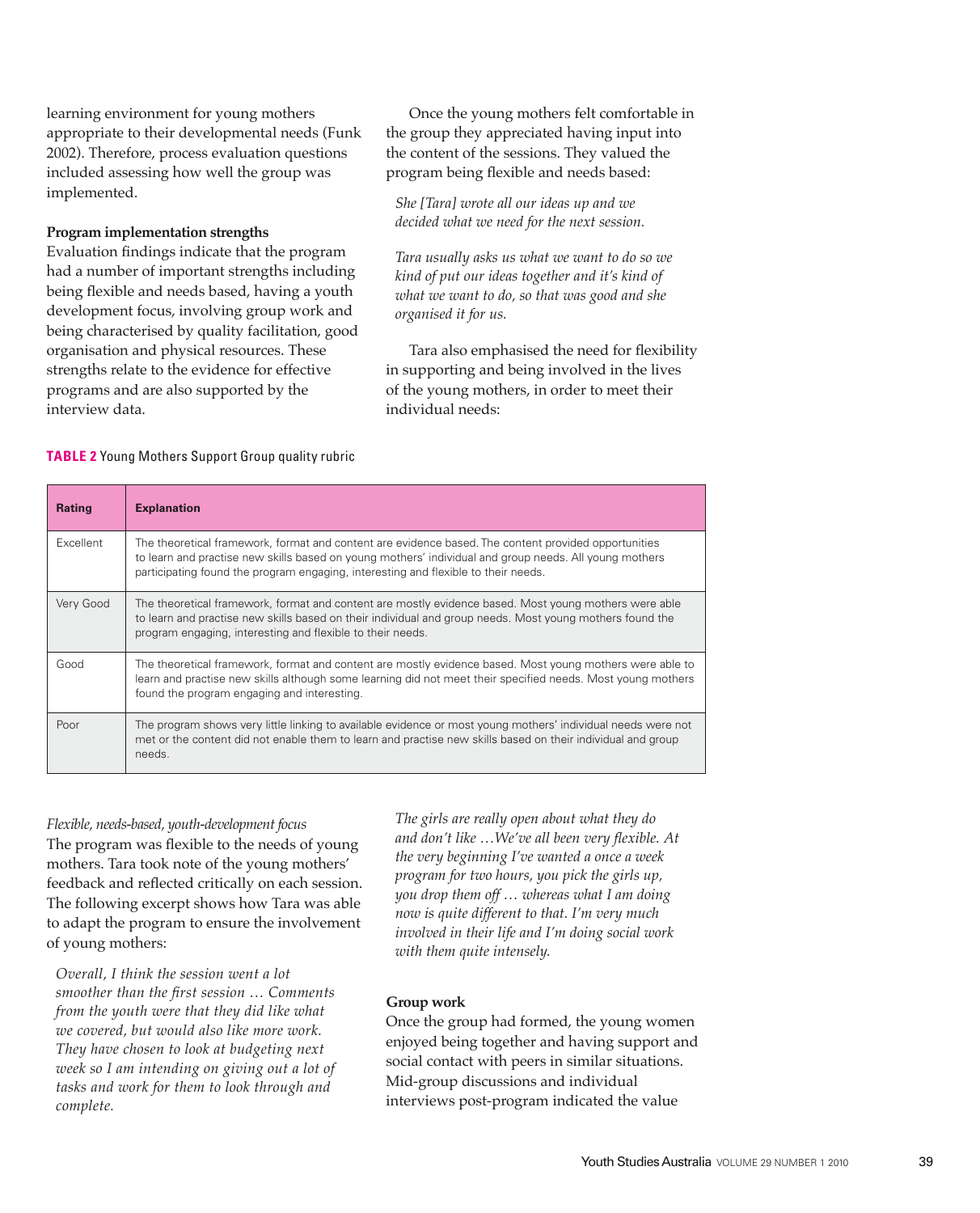learning environment for young mothers appropriate to their developmental needs (Funk 2002). Therefore, process evaluation questions included assessing how well the group was implemented.

**Program implementation strengths**

Evaluation findings indicate that the program had a number of important strengths including being flexible and needs based, having a youth development focus, involving group work and being characterised by quality facilitation, good organisation and physical resources. These strengths relate to the evidence for effective programs and are also supported by the interview data.

Once the young mothers felt comfortable in the group they appreciated having input into the content of the sessions. They valued the program being flexible and needs based:

> *She [Tara] wrote all our ideas up and we decided what we need for the next session.*

> *Tara usually asks us what we want to do so we kind of put our ideas together and it's kind of what we want to do, so that was good and she organised it for us.*

Tara also emphasised the need for flexibility in supporting and being involved in the lives of the young mothers, in order to meet their individual needs:

> *The girls are really open about what they do and don't like …We've all been very flexible. At the very beginning I've wanted a once a week program for two hours, you pick the girls up, you drop them off … whereas what I am doing now is quite different to that. I'm very much involved in their life and I'm doing social work with them quite intensely.*

**TABLE 2** Young Mothers Support Group quality rubric

| Rating | Explanation |
|---|---|
| Excellent | The theoretical framework, format and content are evidence based. The content provided opportunities to learn and practise new skills based on young mothers' individual and group needs. All young mothers participating found the program engaging, interesting and flexible to their needs. |
| Very Good | The theoretical framework, format and content are mostly evidence based. Most young mothers were able to learn and practise new skills based on their individual and group needs. Most young mothers found the program engaging, interesting and flexible to their needs. |
| Good | The theoretical framework, format and content are mostly evidence based. Most young mothers were able to learn and practise new skills although some learning did not meet their specified needs. Most young mothers found the program engaging and interesting. |
| Poor | The program shows very little linking to available evidence or most young mothers' individual needs were not met or the content did not enable them to learn and practise new skills based on their individual and group needs. |

*Flexible, needs-based, youth-development focus*

The program was flexible to the needs of young mothers. Tara took note of the young mothers' feedback and reflected critically on each session. The following excerpt shows how Tara was able to adapt the program to ensure the involvement of young mothers:

> *Overall, I think the session went a lot smoother than the first session … Comments from the youth were that they did like what we covered, but would also like more work. They have chosen to look at budgeting next week so I am intending on giving out a lot of tasks and work for them to look through and complete.*

**Group work**

Once the group had formed, the young women enjoyed being together and having support and social contact with peers in similar situations. Mid-group discussions and individual interviews post-program indicated the value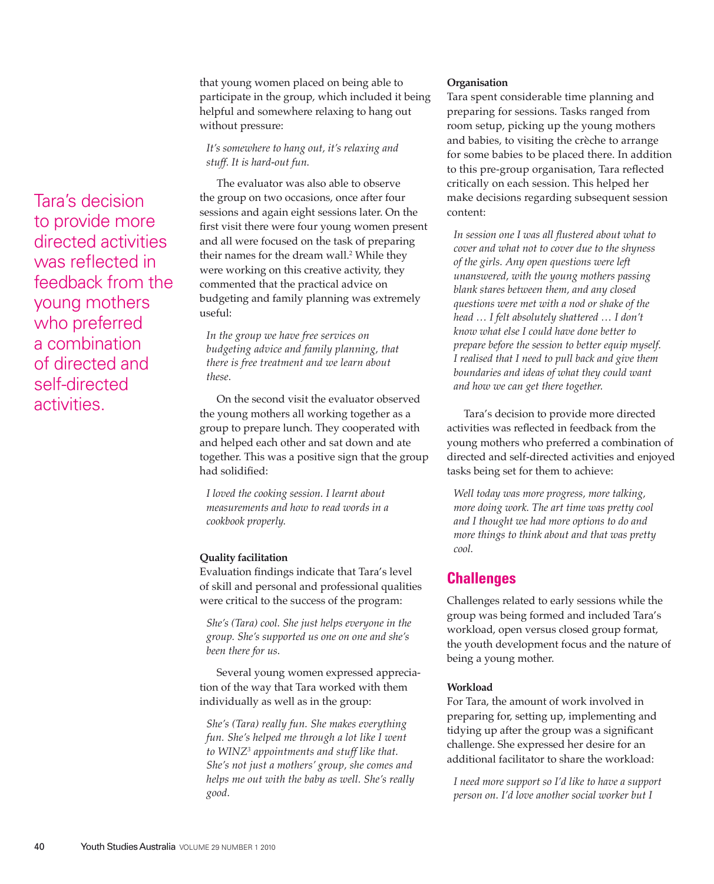that young women placed on being able to participate in the group, which included it being helpful and somewhere relaxing to hang out without pressure:

> *It's somewhere to hang out, it's relaxing and stuff. It is hard-out fun.*

The evaluator was also able to observe the group on two occasions, once after four sessions and again eight sessions later. On the first visit there were four young women present and all were focused on the task of preparing their names for the dream wall.[2] While they were working on this creative activity, they commented that the practical advice on budgeting and family planning was extremely useful:

> *In the group we have free services on budgeting advice and family planning, that there is free treatment and we learn about these.*

On the second visit the evaluator observed the young mothers all working together as a group to prepare lunch. They cooperated with and helped each other and sat down and ate together. This was a positive sign that the group had solidified:

> *I loved the cooking session. I learnt about measurements and how to read words in a cookbook properly.*

**Quality facilitation**

Evaluation findings indicate that Tara's level of skill and personal and professional qualities were critical to the success of the program:

> *She's (Tara) cool. She just helps everyone in the group. She's supported us one on one and she's been there for us.*

Several young women expressed appreciation of the way that Tara worked with them individually as well as in the group:

> *She's (Tara) really fun. She makes everything fun. She's helped me through a lot like I went to WINZ[3] appointments and stuff like that. She's not just a mothers' group, she comes and helps me out with the baby as well. She's really good.*

**Organisation**

Tara spent considerable time planning and preparing for sessions. Tasks ranged from room setup, picking up the young mothers and babies, to visiting the crèche to arrange for some babies to be placed there. In addition to this pre-group organisation, Tara reflected critically on each session. This helped her make decisions regarding subsequent session content:

> *In session one I was all flustered about what to cover and what not to cover due to the shyness of the girls. Any open questions were left unanswered, with the young mothers passing blank stares between them, and any closed questions were met with a nod or shake of the head … I felt absolutely shattered … I don't know what else I could have done better to prepare before the session to better equip myself. I realised that I need to pull back and give them boundaries and ideas of what they could want and how we can get there together.*

Tara's decision to provide more directed activities was reflected in feedback from the young mothers who preferred a combination of directed and self-directed activities and enjoyed tasks being set for them to achieve:

> *Well today was more progress, more talking, more doing work. The art time was pretty cool and I thought we had more options to do and more things to think about and that was pretty cool.*

> Tara's decision to provide more directed activities was reflected in feedback from the young mothers who preferred a combination of directed and self-directed activities.

## Challenges

Challenges related to early sessions while the group was being formed and included Tara's workload, open versus closed group format, the youth development focus and the nature of being a young mother.

**Workload**

For Tara, the amount of work involved in preparing for, setting up, implementing and tidying up after the group was a significant challenge. She expressed her desire for an additional facilitator to share the workload:

> *I need more support so I'd like to have a support person on. I'd love another social worker but I*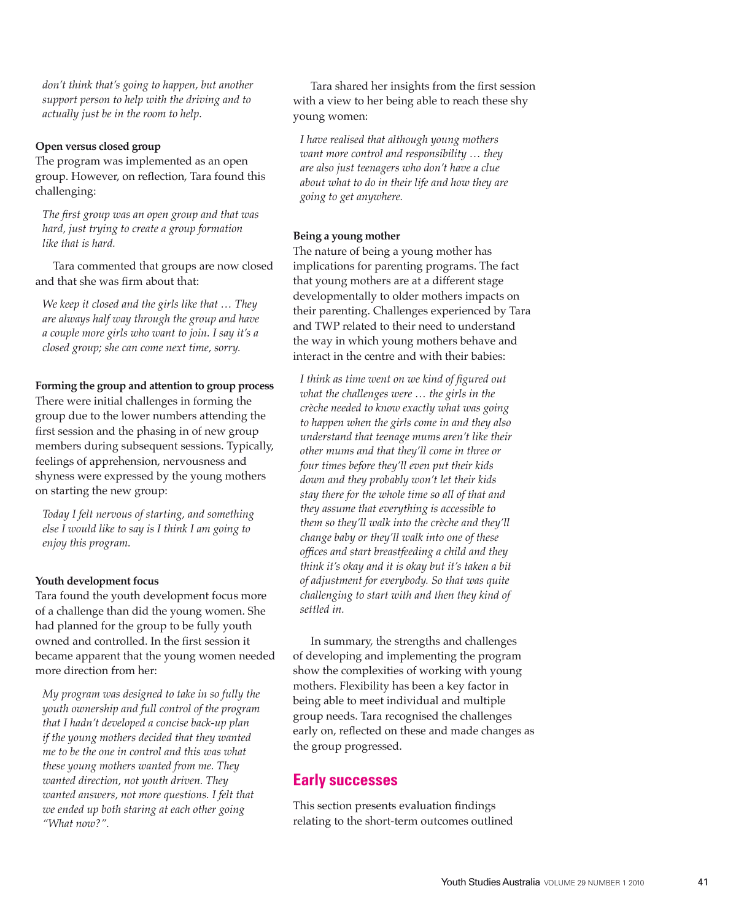*don't think that's going to happen, but another support person to help with the driving and to actually just be in the room to help.*

**Open versus closed group**

The program was implemented as an open group. However, on reflection, Tara found this challenging:

> *The first group was an open group and that was hard, just trying to create a group formation like that is hard.*

Tara commented that groups are now closed and that she was firm about that:

> *We keep it closed and the girls like that … They are always half way through the group and have a couple more girls who want to join. I say it's a closed group; she can come next time, sorry.*

**Forming the group and attention to group process**

There were initial challenges in forming the group due to the lower numbers attending the first session and the phasing in of new group members during subsequent sessions. Typically, feelings of apprehension, nervousness and shyness were expressed by the young mothers on starting the new group:

> *Today I felt nervous of starting, and something else I would like to say is I think I am going to enjoy this program.*

**Youth development focus**

Tara found the youth development focus more of a challenge than did the young women. She had planned for the group to be fully youth owned and controlled. In the first session it became apparent that the young women needed more direction from her:

> *My program was designed to take in so fully the youth ownership and full control of the program that I hadn't developed a concise back-up plan if the young mothers decided that they wanted me to be the one in control and this was what these young mothers wanted from me. They wanted direction, not youth driven. They wanted answers, not more questions. I felt that we ended up both staring at each other going "What now?".*

Tara shared her insights from the first session with a view to her being able to reach these shy young women:

> *I have realised that although young mothers want more control and responsibility … they are also just teenagers who don't have a clue about what to do in their life and how they are going to get anywhere.*

**Being a young mother**

The nature of being a young mother has implications for parenting programs. The fact that young mothers are at a different stage developmentally to older mothers impacts on their parenting. Challenges experienced by Tara and TWP related to their need to understand the way in which young mothers behave and interact in the centre and with their babies:

> *I think as time went on we kind of figured out what the challenges were … the girls in the crèche needed to know exactly what was going to happen when the girls come in and they also understand that teenage mums aren't like their other mums and that they'll come in three or four times before they'll even put their kids down and they probably won't let their kids stay there for the whole time so all of that and they assume that everything is accessible to them so they'll walk into the crèche and they'll change baby or they'll walk into one of these offices and start breastfeeding a child and they think it's okay and it is okay but it's taken a bit of adjustment for everybody. So that was quite challenging to start with and then they kind of settled in.*

In summary, the strengths and challenges of developing and implementing the program show the complexities of working with young mothers. Flexibility has been a key factor in being able to meet individual and multiple group needs. Tara recognised the challenges early on, reflected on these and made changes as the group progressed.

## Early successes

This section presents evaluation findings relating to the short-term outcomes outlined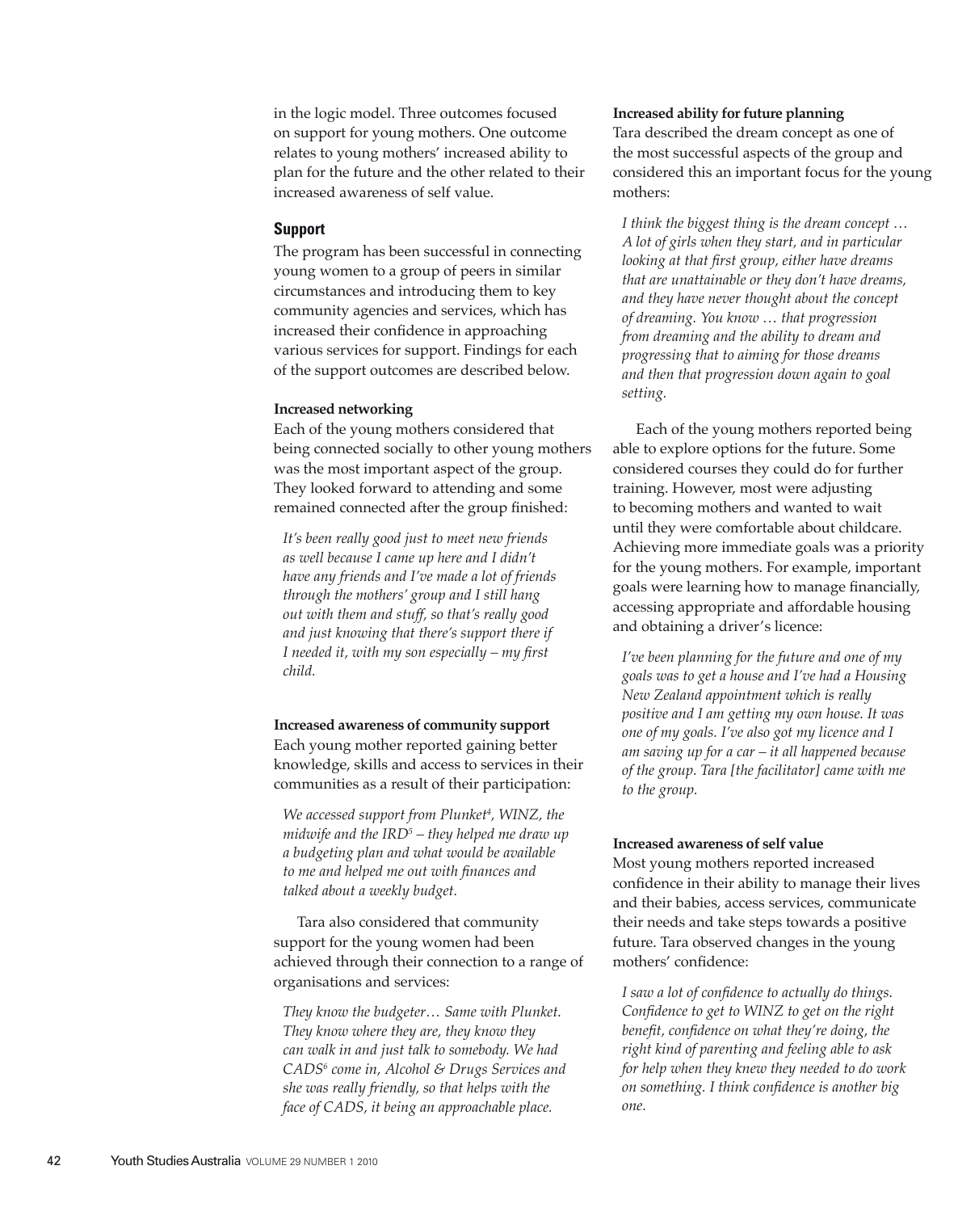in the logic model. Three outcomes focused on support for young mothers. One outcome relates to young mothers' increased ability to plan for the future and the other related to their increased awareness of self value.

## Support

The program has been successful in connecting young women to a group of peers in similar circumstances and introducing them to key community agencies and services, which has increased their confidence in approaching various services for support. Findings for each of the support outcomes are described below.

**Increased networking**

Each of the young mothers considered that being connected socially to other young mothers was the most important aspect of the group. They looked forward to attending and some remained connected after the group finished:

> *It's been really good just to meet new friends as well because I came up here and I didn't have any friends and I've made a lot of friends through the mothers' group and I still hang out with them and stuff, so that's really good and just knowing that there's support there if I needed it, with my son especially – my first child.*

**Increased awareness of community support**

Each young mother reported gaining better knowledge, skills and access to services in their communities as a result of their participation:

> *We accessed support from Plunket[4], WINZ, the midwife and the IRD[5] – they helped me draw up a budgeting plan and what would be available to me and helped me out with finances and talked about a weekly budget.*

Tara also considered that community support for the young women had been achieved through their connection to a range of organisations and services:

> *They know the budgeter… Same with Plunket. They know where they are, they know they can walk in and just talk to somebody. We had CADS[6] come in, Alcohol & Drugs Services and she was really friendly, so that helps with the face of CADS, it being an approachable place.*

**Increased ability for future planning**

Tara described the dream concept as one of the most successful aspects of the group and considered this an important focus for the young mothers:

> *I think the biggest thing is the dream concept … A lot of girls when they start, and in particular looking at that first group, either have dreams that are unattainable or they don't have dreams, and they have never thought about the concept of dreaming. You know … that progression from dreaming and the ability to dream and progressing that to aiming for those dreams and then that progression down again to goal setting.*

Each of the young mothers reported being able to explore options for the future. Some considered courses they could do for further training. However, most were adjusting to becoming mothers and wanted to wait until they were comfortable about childcare. Achieving more immediate goals was a priority for the young mothers. For example, important goals were learning how to manage financially, accessing appropriate and affordable housing and obtaining a driver's licence:

> *I've been planning for the future and one of my goals was to get a house and I've had a Housing New Zealand appointment which is really positive and I am getting my own house. It was one of my goals. I've also got my licence and I am saving up for a car – it all happened because of the group. Tara [the facilitator] came with me to the group.*

**Increased awareness of self value**

Most young mothers reported increased confidence in their ability to manage their lives and their babies, access services, communicate their needs and take steps towards a positive future. Tara observed changes in the young mothers' confidence:

> *I saw a lot of confidence to actually do things. Confidence to get to WINZ to get on the right benefit, confidence on what they're doing, the right kind of parenting and feeling able to ask for help when they knew they needed to do work on something. I think confidence is another big one.*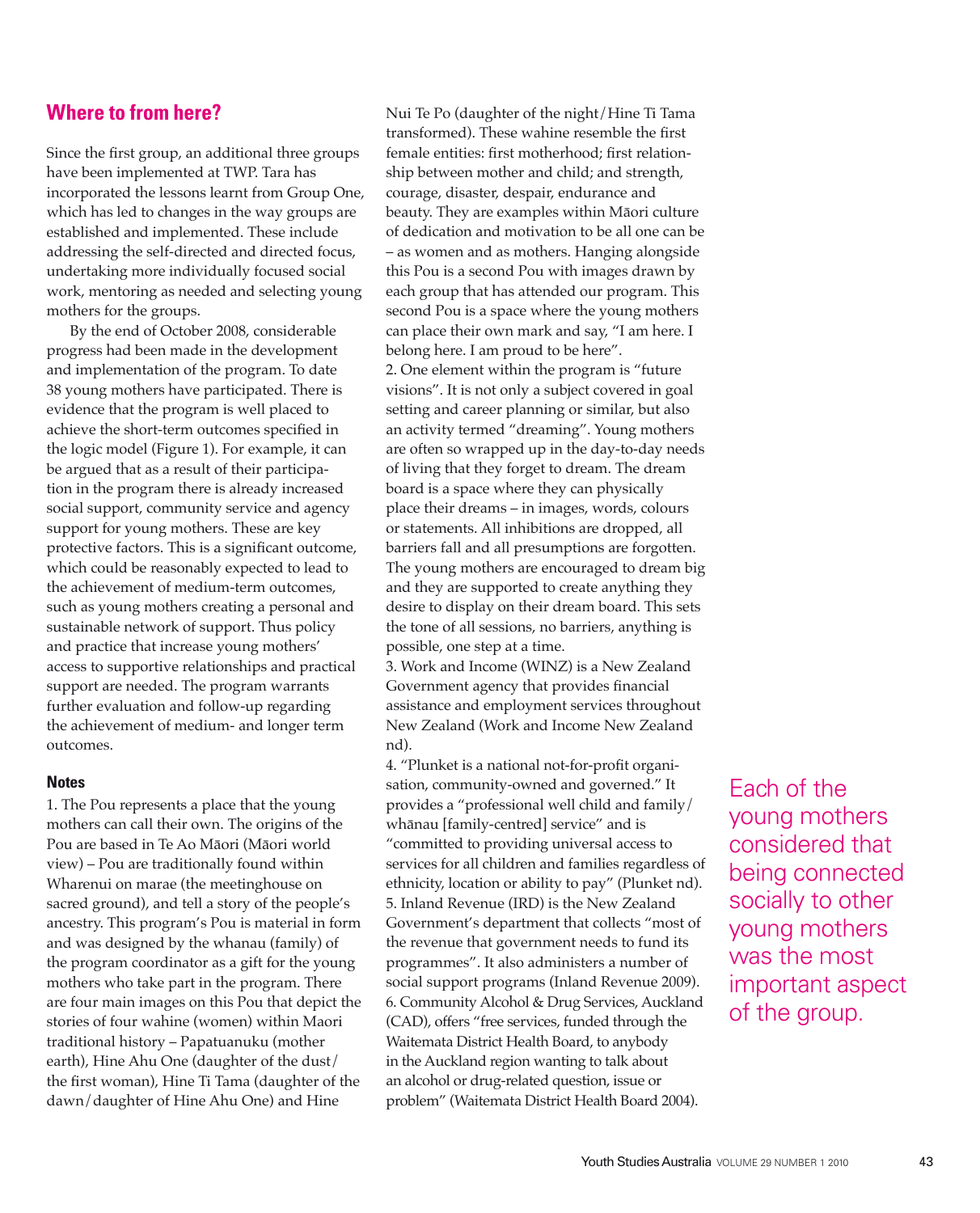## Where to from here?

Since the first group, an additional three groups have been implemented at TWP. Tara has incorporated the lessons learnt from Group One, which has led to changes in the way groups are established and implemented. These include addressing the self-directed and directed focus, undertaking more individually focused social work, mentoring as needed and selecting young mothers for the groups.

By the end of October 2008, considerable progress had been made in the development and implementation of the program. To date 38 young mothers have participated. There is evidence that the program is well placed to achieve the short-term outcomes specified in the logic model (Figure 1). For example, it can be argued that as a result of their participation in the program there is already increased social support, community service and agency support for young mothers. These are key protective factors. This is a significant outcome, which could be reasonably expected to lead to the achievement of medium-term outcomes, such as young mothers creating a personal and sustainable network of support. Thus policy and practice that increase young mothers' access to supportive relationships and practical support are needed. The program warrants further evaluation and follow-up regarding the achievement of medium- and longer term outcomes.

### Notes

1. The Pou represents a place that the young mothers can call their own. The origins of the Pou are based in Te Ao Māori (Māori world view) – Pou are traditionally found within Wharenui on marae (the meetinghouse on sacred ground), and tell a story of the people's ancestry. This program's Pou is material in form and was designed by the whanau (family) of the program coordinator as a gift for the young mothers who take part in the program. There are four main images on this Pou that depict the stories of four wahine (women) within Maori traditional history – Papatuanuku (mother earth), Hine Ahu One (daughter of the dust/the first woman), Hine Ti Tama (daughter of the dawn/daughter of Hine Ahu One) and Hine Nui Te Po (daughter of the night/Hine Ti Tama transformed). These wahine resemble the first female entities: first motherhood; first relationship between mother and child; and strength, courage, disaster, despair, endurance and beauty. They are examples within Māori culture of dedication and motivation to be all one can be – as women and as mothers. Hanging alongside this Pou is a second Pou with images drawn by each group that has attended our program. This second Pou is a space where the young mothers can place their own mark and say, "I am here. I belong here. I am proud to be here".

2. One element within the program is "future visions". It is not only a subject covered in goal setting and career planning or similar, but also an activity termed "dreaming". Young mothers are often so wrapped up in the day-to-day needs of living that they forget to dream. The dream board is a space where they can physically place their dreams – in images, words, colours or statements. All inhibitions are dropped, all barriers fall and all presumptions are forgotten. The young mothers are encouraged to dream big and they are supported to create anything they desire to display on their dream board. This sets the tone of all sessions, no barriers, anything is possible, one step at a time.

3. Work and Income (WINZ) is a New Zealand Government agency that provides financial assistance and employment services throughout New Zealand (Work and Income New Zealand nd).

4. "Plunket is a national not-for-profit organisation, community-owned and governed." It provides a "professional well child and family/whānau [family-centred] service" and is "committed to providing universal access to services for all children and families regardless of ethnicity, location or ability to pay" (Plunket nd).

5. Inland Revenue (IRD) is the New Zealand Government's department that collects "most of the revenue that government needs to fund its programmes". It also administers a number of social support programs (Inland Revenue 2009).

6. Community Alcohol & Drug Services, Auckland (CAD), offers "free services, funded through the Waitemata District Health Board, to anybody in the Auckland region wanting to talk about an alcohol or drug-related question, issue or problem" (Waitemata District Health Board 2004).

Each of the young mothers considered that being connected socially to other young mothers was the most important aspect of the group.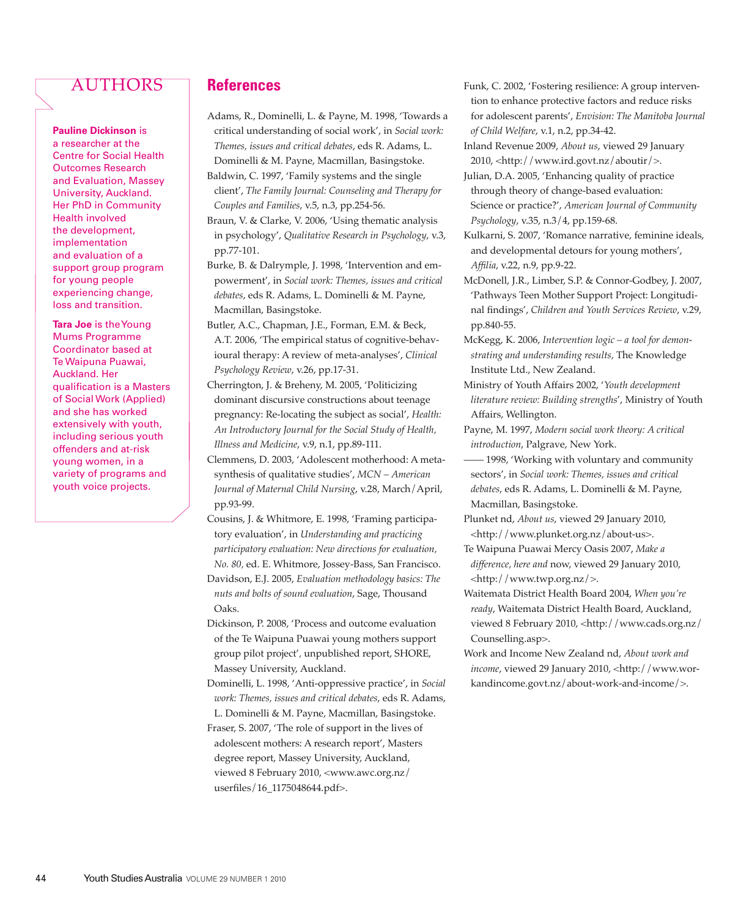## AUTHORS

**Pauline Dickinson** is a researcher at the Centre for Social Health Outcomes Research and Evaluation, Massey University, Auckland. Her PhD in Community Health involved the development, implementation and evaluation of a support group program for young people experiencing change, loss and transition.

**Tara Joe** is the Young Mums Programme Coordinator based at Te Waipuna Puawai, Auckland. Her qualification is a Masters of Social Work (Applied) and she has worked extensively with youth, including serious youth offenders and at-risk young women, in a variety of programs and youth voice projects.

## References

Adams, R., Dominelli, L. & Payne, M. 1998, 'Towards a critical understanding of social work', in *Social work: Themes, issues and critical debates*, eds R. Adams, L. Dominelli & M. Payne, Macmillan, Basingstoke.

Baldwin, C. 1997, 'Family systems and the single client', *The Family Journal: Counseling and Therapy for Couples and Families*, v.5, n.3, pp.254-56.

Braun, V. & Clarke, V. 2006, 'Using thematic analysis in psychology', *Qualitative Research in Psychology*, v.3, pp.77-101.

Burke, B. & Dalrymple, J. 1998, 'Intervention and empowerment', in *Social work: Themes, issues and critical debates*, eds R. Adams, L. Dominelli & M. Payne, Macmillan, Basingstoke.

Butler, A.C., Chapman, J.E., Forman, E.M. & Beck, A.T. 2006, 'The empirical status of cognitive-behavioural therapy: A review of meta-analyses', *Clinical Psychology Review*, v.26, pp.17-31.

Cherrington, J. & Breheny, M. 2005, 'Politicizing dominant discursive constructions about teenage pregnancy: Re-locating the subject as social', *Health: An Introductory Journal for the Social Study of Health, Illness and Medicine*, v.9, n.1, pp.89-111.

Clemmens, D. 2003, 'Adolescent motherhood: A meta-synthesis of qualitative studies', *MCN – American Journal of Maternal Child Nursing*, v.28, March/April, pp.93-99.

Cousins, J. & Whitmore, E. 1998, 'Framing participatory evaluation', in *Understanding and practicing participatory evaluation: New directions for evaluation, No. 80*, ed. E. Whitmore, Jossey-Bass, San Francisco.

Davidson, E.J. 2005, *Evaluation methodology basics: The nuts and bolts of sound evaluation*, Sage, Thousand Oaks.

Dickinson, P. 2008, 'Process and outcome evaluation of the Te Waipuna Puawai young mothers support group pilot project', unpublished report, SHORE, Massey University, Auckland.

Dominelli, L. 1998, 'Anti-oppressive practice', in *Social work: Themes, issues and critical debates*, eds R. Adams, L. Dominelli & M. Payne, Macmillan, Basingstoke.

Fraser, S. 2007, 'The role of support in the lives of adolescent mothers: A research report', Masters degree report, Massey University, Auckland, viewed 8 February 2010, <www.awc.org.nz/userfiles/16_1175048644.pdf>.

Funk, C. 2002, 'Fostering resilience: A group intervention to enhance protective factors and reduce risks for adolescent parents', *Envision: The Manitoba Journal of Child Welfare*, v.1, n.2, pp.34-42.

Inland Revenue 2009, *About us*, viewed 29 January 2010, <http://www.ird.govt.nz/aboutir/>.

Julian, D.A. 2005, 'Enhancing quality of practice through theory of change-based evaluation: Science or practice?', *American Journal of Community Psychology*, v.35, n.3/4, pp.159-68.

Kulkarni, S. 2007, 'Romance narrative, feminine ideals, and developmental detours for young mothers', *Affilia*, v.22, n.9, pp.9-22.

McDonell, J.R., Limber, S.P. & Connor-Godbey, J. 2007, 'Pathways Teen Mother Support Project: Longitudinal findings', *Children and Youth Services Review*, v.29, pp.840-55.

McKegg, K. 2006, *Intervention logic – a tool for demonstrating and understanding results*, The Knowledge Institute Ltd., New Zealand.

Ministry of Youth Affairs 2002, '*Youth development literature review: Building strengths*', Ministry of Youth Affairs, Wellington.

Payne, M. 1997, *Modern social work theory: A critical introduction*, Palgrave, New York.

—— 1998, 'Working with voluntary and community sectors', in *Social work: Themes, issues and critical debates*, eds R. Adams, L. Dominelli & M. Payne, Macmillan, Basingstoke.

Plunket nd, *About us*, viewed 29 January 2010, <http://www.plunket.org.nz/about-us>.

Te Waipuna Puawai Mercy Oasis 2007, *Make a difference, here and* now, viewed 29 January 2010, <http://www.twp.org.nz/>.

Waitemata District Health Board 2004, *When you're ready*, Waitemata District Health Board, Auckland, viewed 8 February 2010, <http://www.cads.org.nz/Counselling.asp>.

Work and Income New Zealand nd, *About work and income*, viewed 29 January 2010, <http://www.workandincome.govt.nz/about-work-and-income/>.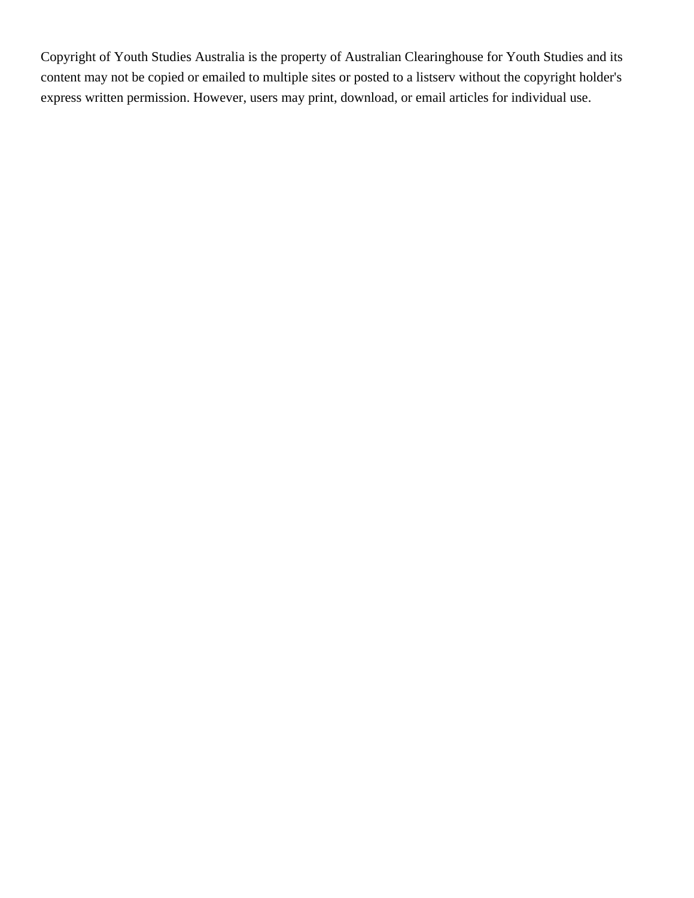Copyright of Youth Studies Australia is the property of Australian Clearinghouse for Youth Studies and its content may not be copied or emailed to multiple sites or posted to a listserv without the copyright holder's express written permission. However, users may print, download, or email articles for individual use.